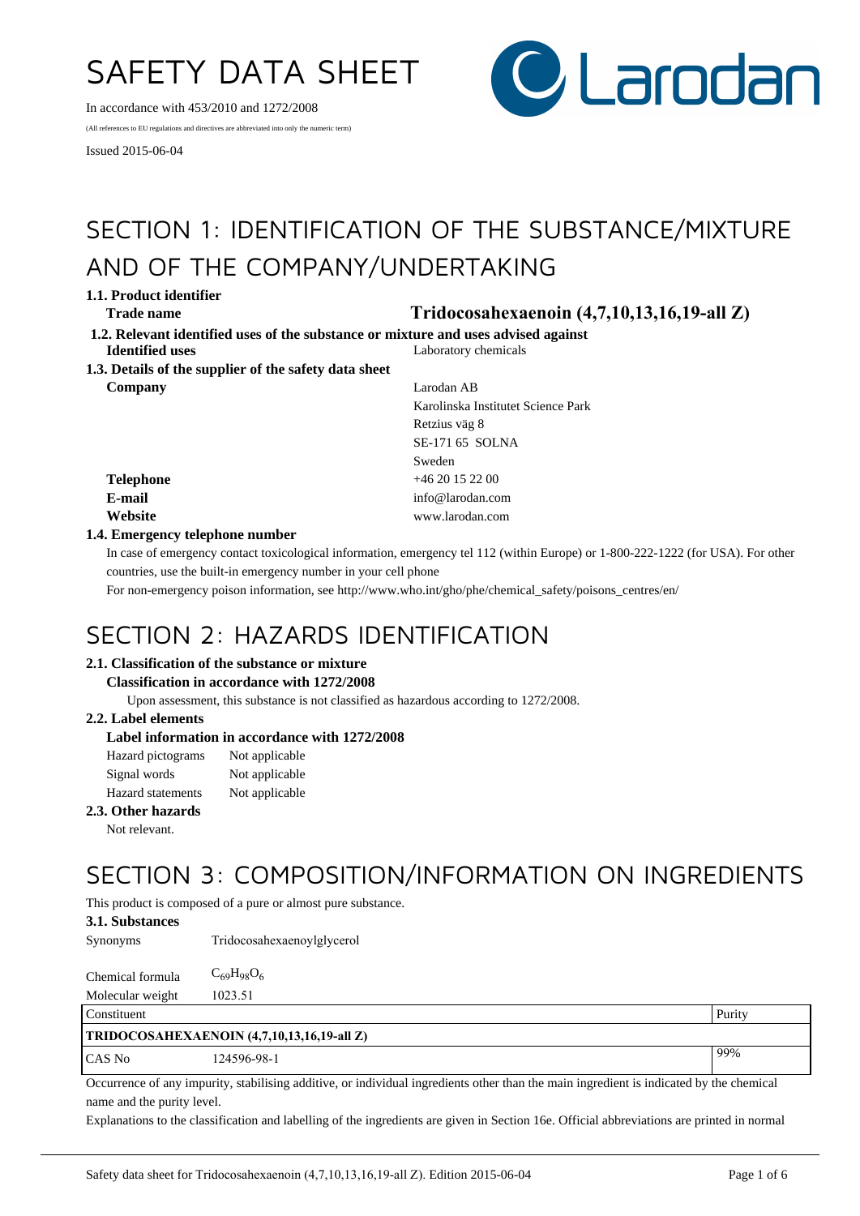# SAFETY DATA SHEET

In accordance with 453/2010 and 1272/2008

(All references to EU regulations and directives are abbreviated into only the numeric term)

Issued 2015-06-04

## SECTION 1: IDENTIFICATION OF THE SUBSTANCE/MIXTURE AND OF THE COMPANY/UNDERTAKING

**1.1. Product identifier**

**Trade name** — **Tridocosahexaenoin (4,7,10,13,16,19-all Z)**

**1.2. Relevant identified uses of the substance or mixture and uses advised against**

**Identified uses** — Laboratory chemicals

**1.3. Details of the supplier of the safety data sheet**

**Company**
Larodan AB
Karolinska Institutet Science Park
Retzius väg 8
SE-171 65 SOLNA
Sweden

**Telephone** +46 20 15 22 00
**E-mail** info@larodan.com
**Website** www.larodan.com

**1.4. Emergency telephone number**

In case of emergency contact toxicological information, emergency tel 112 (within Europe) or 1-800-222-1222 (for USA). For other countries, use the built-in emergency number in your cell phone

For non-emergency poison information, see http://www.who.int/gho/phe/chemical_safety/poisons_centres/en/

## SECTION 2: HAZARDS IDENTIFICATION

**2.1. Classification of the substance or mixture**

**Classification in accordance with 1272/2008**

Upon assessment, this substance is not classified as hazardous according to 1272/2008.

**2.2. Label elements**

**Label information in accordance with 1272/2008**

Hazard pictograms — Not applicable
Signal words — Not applicable
Hazard statements — Not applicable

**2.3. Other hazards**

Not relevant.

## SECTION 3: COMPOSITION/INFORMATION ON INGREDIENTS

This product is composed of a pure or almost pure substance.

**3.1. Substances**

Synonyms — Tridocosahexaenoylglycerol

Chemical formula — $C_{69}H_{98}O_6$
Molecular weight — 1023.51

| Constituent | | Purity |
|---|---|---|
| **TRIDOCOSAHEXAENOIN (4,7,10,13,16,19-all Z)** | | |
| CAS No | 124596-98-1 | 99% |

Occurrence of any impurity, stabilising additive, or individual ingredients other than the main ingredient is indicated by the chemical name and the purity level.

Explanations to the classification and labelling of the ingredients are given in Section 16e. Official abbreviations are printed in normal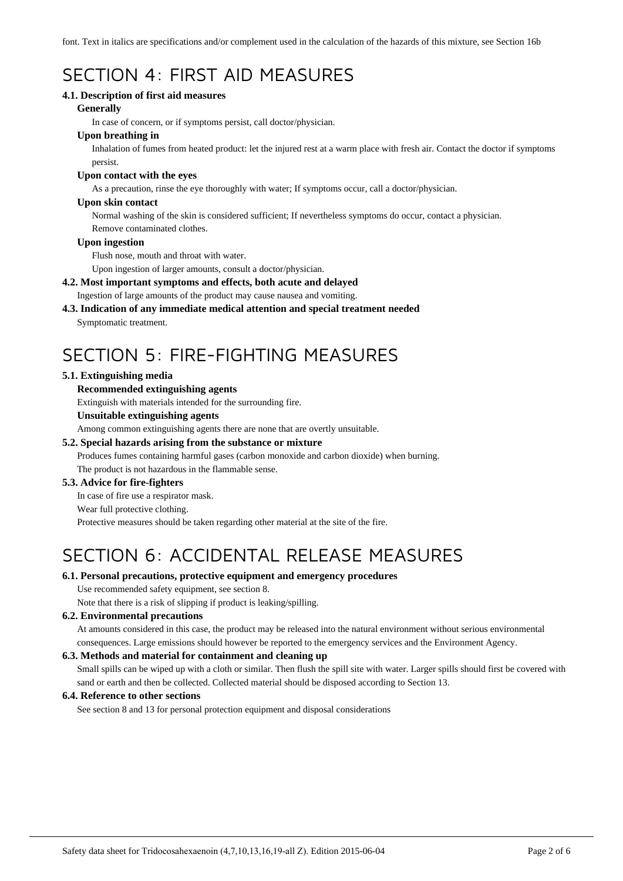font. Text in italics are specifications and/or complement used in the calculation of the hazards of this mixture, see Section 16b

# SECTION 4: FIRST AID MEASURES

### 4.1. Description of first aid measures

**Generally**

In case of concern, or if symptoms persist, call doctor/physician.

**Upon breathing in**

Inhalation of fumes from heated product: let the injured rest at a warm place with fresh air. Contact the doctor if symptoms persist.

**Upon contact with the eyes**

As a precaution, rinse the eye thoroughly with water; If symptoms occur, call a doctor/physician.

**Upon skin contact**

Normal washing of the skin is considered sufficient; If nevertheless symptoms do occur, contact a physician.
Remove contaminated clothes.

**Upon ingestion**

Flush nose, mouth and throat with water.
Upon ingestion of larger amounts, consult a doctor/physician.

### 4.2. Most important symptoms and effects, both acute and delayed

Ingestion of large amounts of the product may cause nausea and vomiting.

### 4.3. Indication of any immediate medical attention and special treatment needed

Symptomatic treatment.

# SECTION 5: FIRE-FIGHTING MEASURES

### 5.1. Extinguishing media

**Recommended extinguishing agents**

Extinguish with materials intended for the surrounding fire.

**Unsuitable extinguishing agents**

Among common extinguishing agents there are none that are overtly unsuitable.

### 5.2. Special hazards arising from the substance or mixture

Produces fumes containing harmful gases (carbon monoxide and carbon dioxide) when burning.
The product is not hazardous in the flammable sense.

### 5.3. Advice for fire-fighters

In case of fire use a respirator mask.
Wear full protective clothing.
Protective measures should be taken regarding other material at the site of the fire.

# SECTION 6: ACCIDENTAL RELEASE MEASURES

### 6.1. Personal precautions, protective equipment and emergency procedures

Use recommended safety equipment, see section 8.
Note that there is a risk of slipping if product is leaking/spilling.

### 6.2. Environmental precautions

At amounts considered in this case, the product may be released into the natural environment without serious environmental consequences. Large emissions should however be reported to the emergency services and the Environment Agency.

### 6.3. Methods and material for containment and cleaning up

Small spills can be wiped up with a cloth or similar. Then flush the spill site with water. Larger spills should first be covered with sand or earth and then be collected. Collected material should be disposed according to Section 13.

### 6.4. Reference to other sections

See section 8 and 13 for personal protection equipment and disposal considerations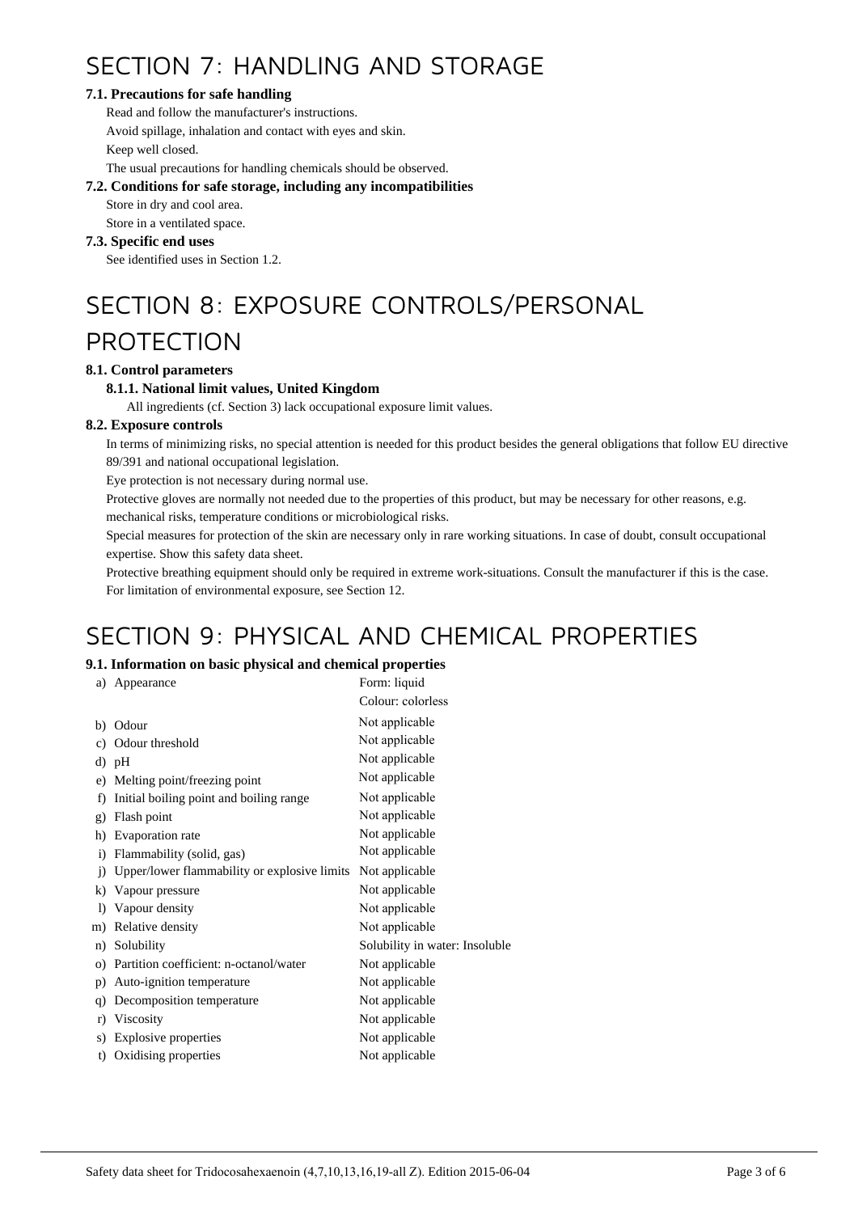# SECTION 7: HANDLING AND STORAGE

### 7.1. Precautions for safe handling

Read and follow the manufacturer's instructions.

Avoid spillage, inhalation and contact with eyes and skin.

Keep well closed.

The usual precautions for handling chemicals should be observed.

### 7.2. Conditions for safe storage, including any incompatibilities

Store in dry and cool area.

Store in a ventilated space.

### 7.3. Specific end uses

See identified uses in Section 1.2.

# SECTION 8: EXPOSURE CONTROLS/PERSONAL PROTECTION

### 8.1. Control parameters

#### 8.1.1. National limit values, United Kingdom

All ingredients (cf. Section 3) lack occupational exposure limit values.

### 8.2. Exposure controls

In terms of minimizing risks, no special attention is needed for this product besides the general obligations that follow EU directive 89/391 and national occupational legislation.

Eye protection is not necessary during normal use.

Protective gloves are normally not needed due to the properties of this product, but may be necessary for other reasons, e.g. mechanical risks, temperature conditions or microbiological risks.

Special measures for protection of the skin are necessary only in rare working situations. In case of doubt, consult occupational expertise. Show this safety data sheet.

Protective breathing equipment should only be required in extreme work-situations. Consult the manufacturer if this is the case.

For limitation of environmental exposure, see Section 12.

# SECTION 9: PHYSICAL AND CHEMICAL PROPERTIES

### 9.1. Information on basic physical and chemical properties

| Property | Value |
|---|---|
| a) Appearance | Form: liquid<br>Colour: colorless |
| b) Odour | Not applicable |
| c) Odour threshold | Not applicable |
| d) pH | Not applicable |
| e) Melting point/freezing point | Not applicable |
| f) Initial boiling point and boiling range | Not applicable |
| g) Flash point | Not applicable |
| h) Evaporation rate | Not applicable |
| i) Flammability (solid, gas) | Not applicable |
| j) Upper/lower flammability or explosive limits | Not applicable |
| k) Vapour pressure | Not applicable |
| l) Vapour density | Not applicable |
| m) Relative density | Not applicable |
| n) Solubility | Solubility in water: Insoluble |
| o) Partition coefficient: n-octanol/water | Not applicable |
| p) Auto-ignition temperature | Not applicable |
| q) Decomposition temperature | Not applicable |
| r) Viscosity | Not applicable |
| s) Explosive properties | Not applicable |
| t) Oxidising properties | Not applicable |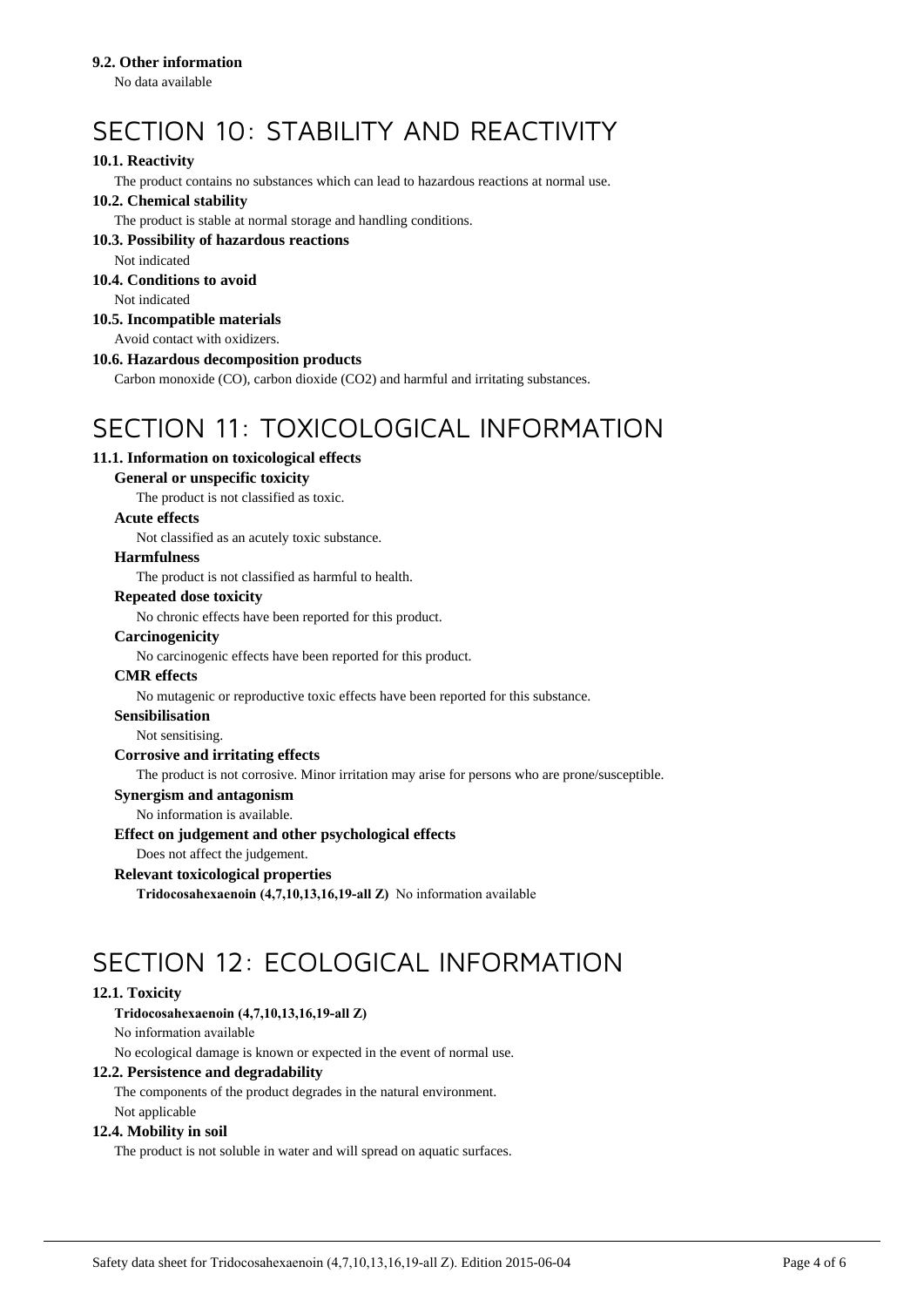### 9.2. Other information

No data available

# SECTION 10: STABILITY AND REACTIVITY

### 10.1. Reactivity

The product contains no substances which can lead to hazardous reactions at normal use.

### 10.2. Chemical stability

The product is stable at normal storage and handling conditions.

### 10.3. Possibility of hazardous reactions

Not indicated

### 10.4. Conditions to avoid

Not indicated

### 10.5. Incompatible materials

Avoid contact with oxidizers.

### 10.6. Hazardous decomposition products

Carbon monoxide (CO), carbon dioxide ($CO_2$) and harmful and irritating substances.

# SECTION 11: TOXICOLOGICAL INFORMATION

### 11.1. Information on toxicological effects

**General or unspecific toxicity**

The product is not classified as toxic.

**Acute effects**

Not classified as an acutely toxic substance.

**Harmfulness**

The product is not classified as harmful to health.

**Repeated dose toxicity**

No chronic effects have been reported for this product.

**Carcinogenicity**

No carcinogenic effects have been reported for this product.

**CMR effects**

No mutagenic or reproductive toxic effects have been reported for this substance.

**Sensibilisation**

Not sensitising.

**Corrosive and irritating effects**

The product is not corrosive. Minor irritation may arise for persons who are prone/susceptible.

**Synergism and antagonism**

No information is available.

**Effect on judgement and other psychological effects**

Does not affect the judgement.

**Relevant toxicological properties**

**Tridocosahexaenoin (4,7,10,13,16,19-all Z)** No information available

# SECTION 12: ECOLOGICAL INFORMATION

### 12.1. Toxicity

**Tridocosahexaenoin (4,7,10,13,16,19-all Z)**

No information available

No ecological damage is known or expected in the event of normal use.

### 12.2. Persistence and degradability

The components of the product degrades in the natural environment.

Not applicable

### 12.4. Mobility in soil

The product is not soluble in water and will spread on aquatic surfaces.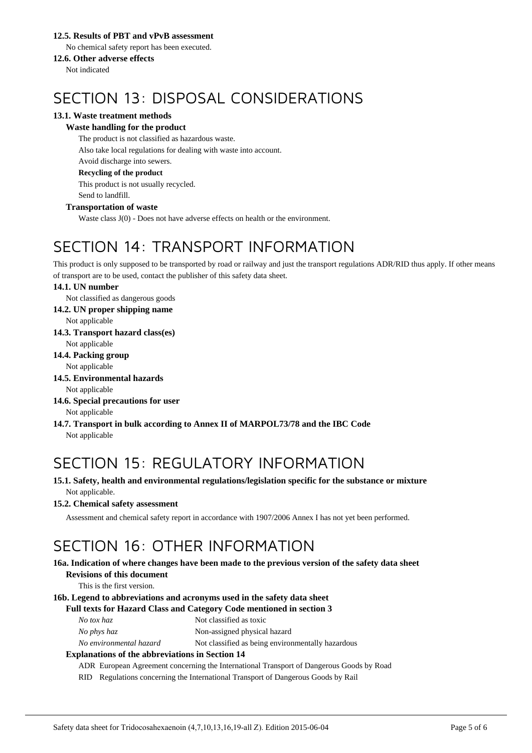### 12.5. Results of PBT and vPvB assessment

No chemical safety report has been executed.

### 12.6. Other adverse effects

Not indicated

# SECTION 13: DISPOSAL CONSIDERATIONS

### 13.1. Waste treatment methods

**Waste handling for the product**

The product is not classified as hazardous waste.

Also take local regulations for dealing with waste into account.

Avoid discharge into sewers.

**Recycling of the product**

This product is not usually recycled.

Send to landfill.

**Transportation of waste**

Waste class J(0) - Does not have adverse effects on health or the environment.

# SECTION 14: TRANSPORT INFORMATION

This product is only supposed to be transported by road or railway and just the transport regulations ADR/RID thus apply. If other means of transport are to be used, contact the publisher of this safety data sheet.

### 14.1. UN number

Not classified as dangerous goods

### 14.2. UN proper shipping name

Not applicable

### 14.3. Transport hazard class(es)

Not applicable

### 14.4. Packing group

Not applicable

### 14.5. Environmental hazards

Not applicable

### 14.6. Special precautions for user

Not applicable

### 14.7. Transport in bulk according to Annex II of MARPOL73/78 and the IBC Code

Not applicable

# SECTION 15: REGULATORY INFORMATION

### 15.1. Safety, health and environmental regulations/legislation specific for the substance or mixture

Not applicable.

### 15.2. Chemical safety assessment

Assessment and chemical safety report in accordance with 1907/2006 Annex I has not yet been performed.

# SECTION 16: OTHER INFORMATION

### 16a. Indication of where changes have been made to the previous version of the safety data sheet

**Revisions of this document**

This is the first version.

### 16b. Legend to abbreviations and acronyms used in the safety data sheet

**Full texts for Hazard Class and Category Code mentioned in section 3**

| | |
|---|---|
| *No tox haz* | Not classified as toxic |
| *No phys haz* | Non-assigned physical hazard |
| *No environmental hazard* | Not classified as being environmentally hazardous |

**Explanations of the abbreviations in Section 14**

ADR European Agreement concerning the International Transport of Dangerous Goods by Road

RID Regulations concerning the International Transport of Dangerous Goods by Rail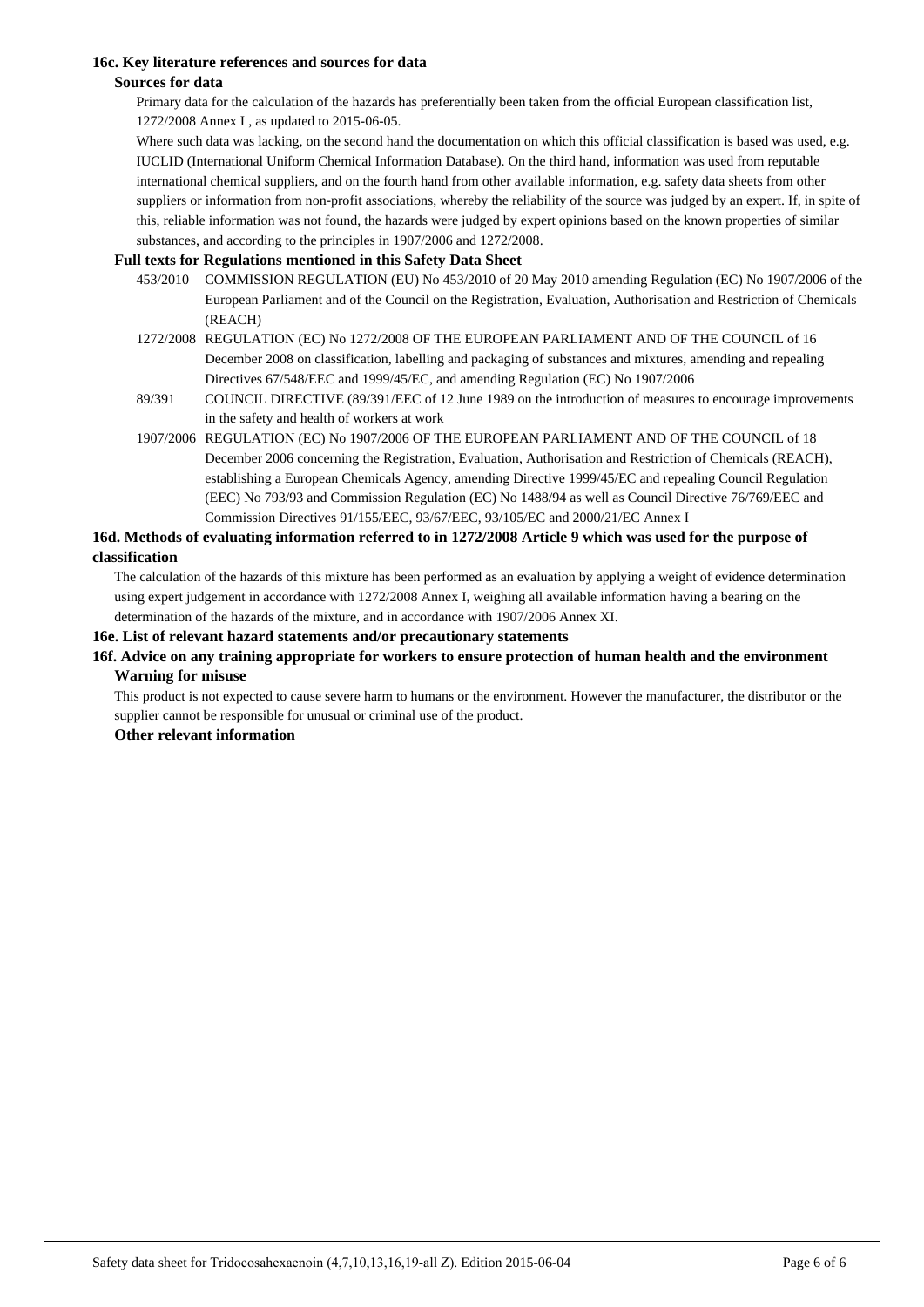### 16c. Key literature references and sources for data

**Sources for data**

Primary data for the calculation of the hazards has preferentially been taken from the official European classification list, 1272/2008 Annex I , as updated to 2015-06-05.

Where such data was lacking, on the second hand the documentation on which this official classification is based was used, e.g. IUCLID (International Uniform Chemical Information Database). On the third hand, information was used from reputable international chemical suppliers, and on the fourth hand from other available information, e.g. safety data sheets from other suppliers or information from non-profit associations, whereby the reliability of the source was judged by an expert. If, in spite of this, reliable information was not found, the hazards were judged by expert opinions based on the known properties of similar substances, and according to the principles in 1907/2006 and 1272/2008.

**Full texts for Regulations mentioned in this Safety Data Sheet**

| | |
|---|---|
| 453/2010 | COMMISSION REGULATION (EU) No 453/2010 of 20 May 2010 amending Regulation (EC) No 1907/2006 of the European Parliament and of the Council on the Registration, Evaluation, Authorisation and Restriction of Chemicals (REACH) |
| 1272/2008 | REGULATION (EC) No 1272/2008 OF THE EUROPEAN PARLIAMENT AND OF THE COUNCIL of 16 December 2008 on classification, labelling and packaging of substances and mixtures, amending and repealing Directives 67/548/EEC and 1999/45/EC, and amending Regulation (EC) No 1907/2006 |
| 89/391 | COUNCIL DIRECTIVE (89/391/EEC of 12 June 1989 on the introduction of measures to encourage improvements in the safety and health of workers at work |
| 1907/2006 | REGULATION (EC) No 1907/2006 OF THE EUROPEAN PARLIAMENT AND OF THE COUNCIL of 18 December 2006 concerning the Registration, Evaluation, Authorisation and Restriction of Chemicals (REACH), establishing a European Chemicals Agency, amending Directive 1999/45/EC and repealing Council Regulation (EEC) No 793/93 and Commission Regulation (EC) No 1488/94 as well as Council Directive 76/769/EEC and Commission Directives 91/155/EEC, 93/67/EEC, 93/105/EC and 2000/21/EC Annex I |

### 16d. Methods of evaluating information referred to in 1272/2008 Article 9 which was used for the purpose of classification

The calculation of the hazards of this mixture has been performed as an evaluation by applying a weight of evidence determination using expert judgement in accordance with 1272/2008 Annex I, weighing all available information having a bearing on the determination of the hazards of the mixture, and in accordance with 1907/2006 Annex XI.

### 16e. List of relevant hazard statements and/or precautionary statements

### 16f. Advice on any training appropriate for workers to ensure protection of human health and the environment

**Warning for misuse**

This product is not expected to cause severe harm to humans or the environment. However the manufacturer, the distributor or the supplier cannot be responsible for unusual or criminal use of the product.

**Other relevant information**